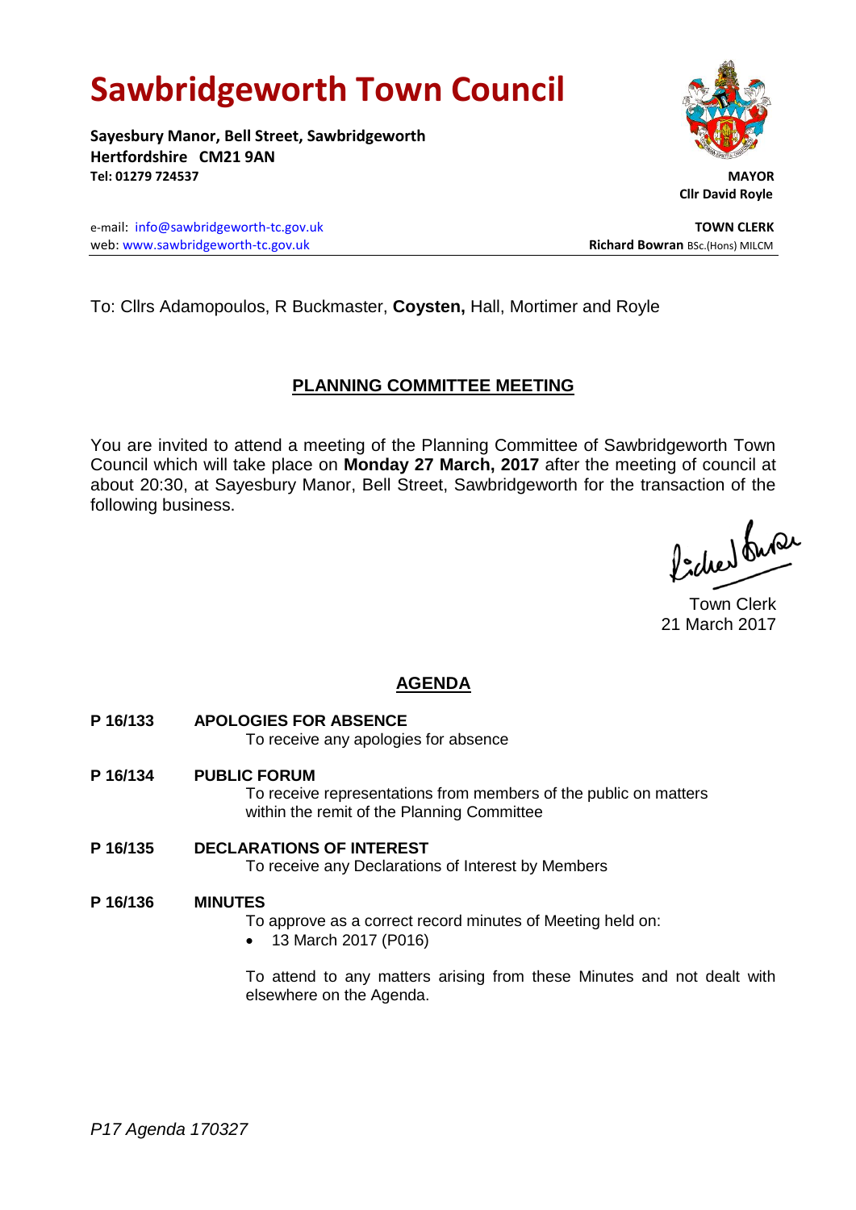# Sawbridgeworth Town Council

**Sayesbury Manor, Bell Street, Sawbridgeworth**
**Hertfordshire CM21 9AN**
**Tel: 01279 724537**

**MAYOR**
**Cllr David Royle**

e-mail: info@sawbridgeworth-tc.gov.uk
web: www.sawbridgeworth-tc.gov.uk

**TOWN CLERK**
**Richard Bowran** BSc.(Hons) MILCM

To: Cllrs Adamopoulos, R Buckmaster, **Coysten,** Hall, Mortimer and Royle

## PLANNING COMMITTEE MEETING

You are invited to attend a meeting of the Planning Committee of Sawbridgeworth Town Council which will take place on **Monday 27 March, 2017** after the meeting of council at about 20:30, at Sayesbury Manor, Bell Street, Sawbridgeworth for the transaction of the following business.

Town Clerk
21 March 2017

## AGENDA

**P 16/133 APOLOGIES FOR ABSENCE**
To receive any apologies for absence

**P 16/134 PUBLIC FORUM**
To receive representations from members of the public on matters within the remit of the Planning Committee

**P 16/135 DECLARATIONS OF INTEREST**
To receive any Declarations of Interest by Members

**P 16/136 MINUTES**
To approve as a correct record minutes of Meeting held on:

- 13 March 2017 (P016)

To attend to any matters arising from these Minutes and not dealt with elsewhere on the Agenda.

*P17 Agenda 170327*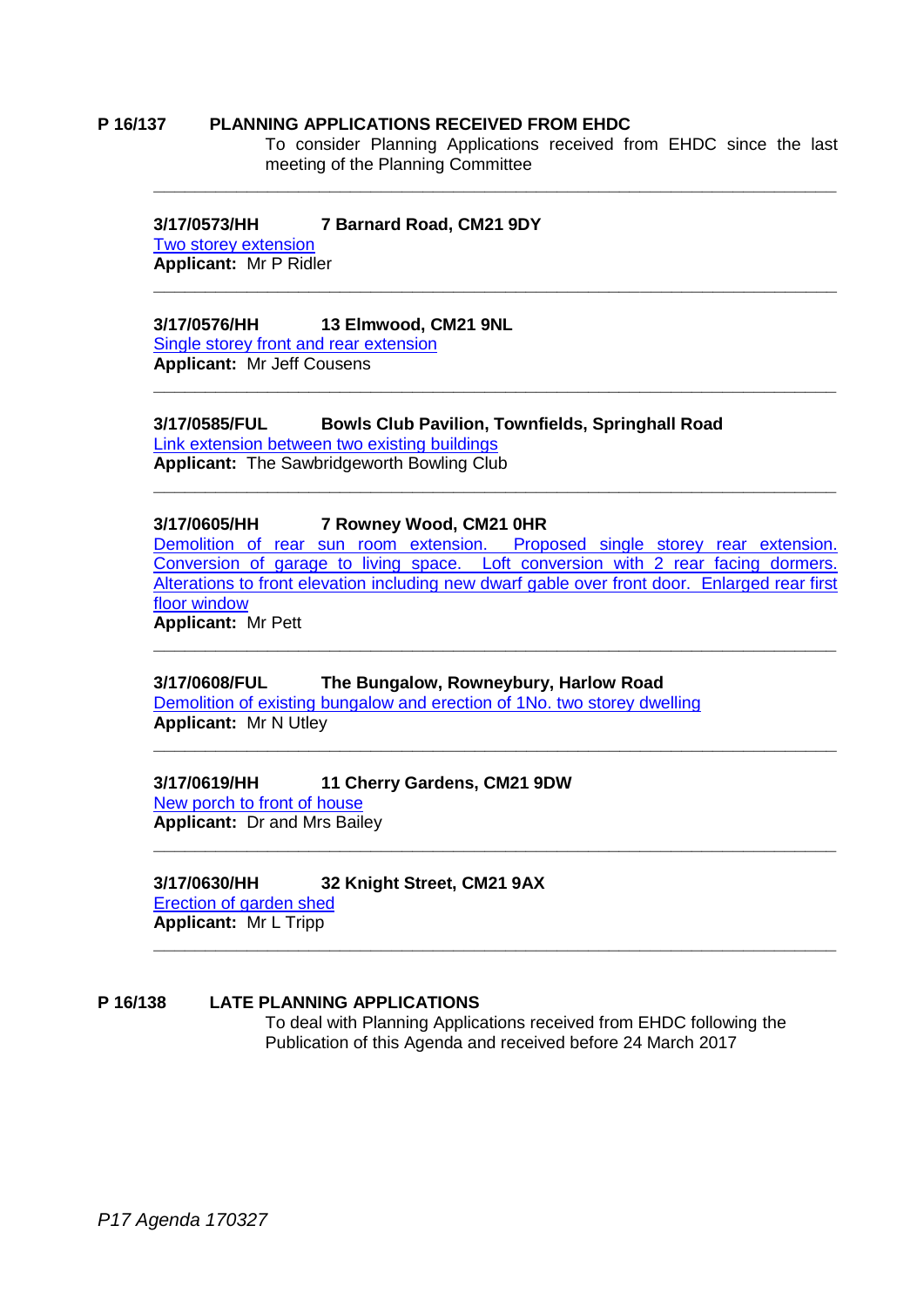**P 16/137 PLANNING APPLICATIONS RECEIVED FROM EHDC**

To consider Planning Applications received from EHDC since the last meeting of the Planning Committee

---

**3/17/0573/HH 7 Barnard Road, CM21 9DY**
Two storey extension
**Applicant:** Mr P Ridler

---

**3/17/0576/HH 13 Elmwood, CM21 9NL**
Single storey front and rear extension
**Applicant:** Mr Jeff Cousens

---

**3/17/0585/FUL Bowls Club Pavilion, Townfields, Springhall Road**
Link extension between two existing buildings
**Applicant:** The Sawbridgeworth Bowling Club

---

**3/17/0605/HH 7 Rowney Wood, CM21 0HR**
Demolition of rear sun room extension. Proposed single storey rear extension. Conversion of garage to living space. Loft conversion with 2 rear facing dormers. Alterations to front elevation including new dwarf gable over front door. Enlarged rear first floor window
**Applicant:** Mr Pett

---

**3/17/0608/FUL The Bungalow, Rowneybury, Harlow Road**
Demolition of existing bungalow and erection of 1No. two storey dwelling
**Applicant:** Mr N Utley

---

**3/17/0619/HH 11 Cherry Gardens, CM21 9DW**
New porch to front of house
**Applicant:** Dr and Mrs Bailey

---

**3/17/0630/HH 32 Knight Street, CM21 9AX**
Erection of garden shed
**Applicant:** Mr L Tripp

---

**P 16/138 LATE PLANNING APPLICATIONS**

To deal with Planning Applications received from EHDC following the Publication of this Agenda and received before 24 March 2017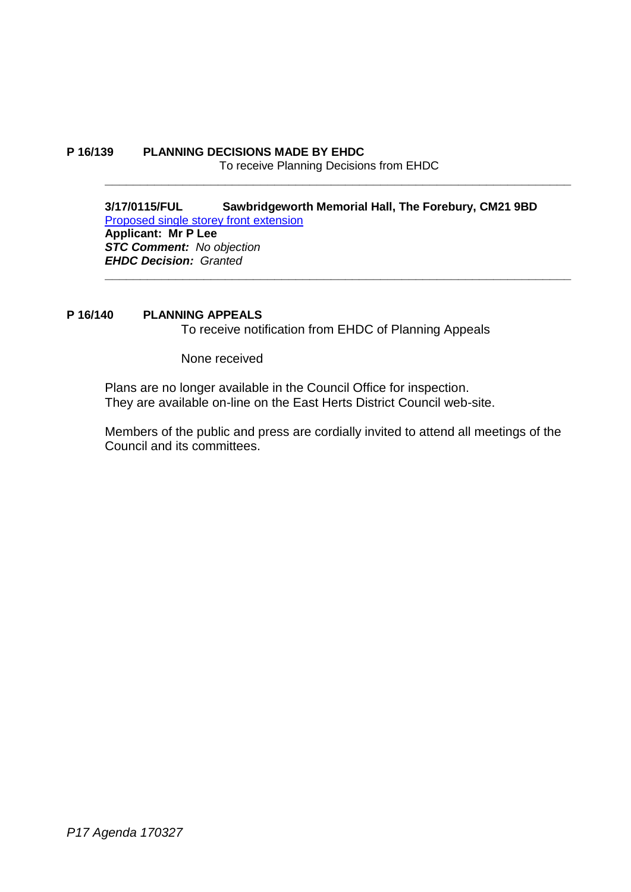**P 16/139 PLANNING DECISIONS MADE BY EHDC**

To receive Planning Decisions from EHDC

---

**3/17/0115/FUL Sawbridgeworth Memorial Hall, The Forebury, CM21 9BD**

Proposed single storey front extension

**Applicant: Mr P Lee**

***STC Comment:*** *No objection*

***EHDC Decision:*** *Granted*

---

**P 16/140 PLANNING APPEALS**

To receive notification from EHDC of Planning Appeals

None received

Plans are no longer available in the Council Office for inspection.
They are available on-line on the East Herts District Council web-site.

Members of the public and press are cordially invited to attend all meetings of the Council and its committees.